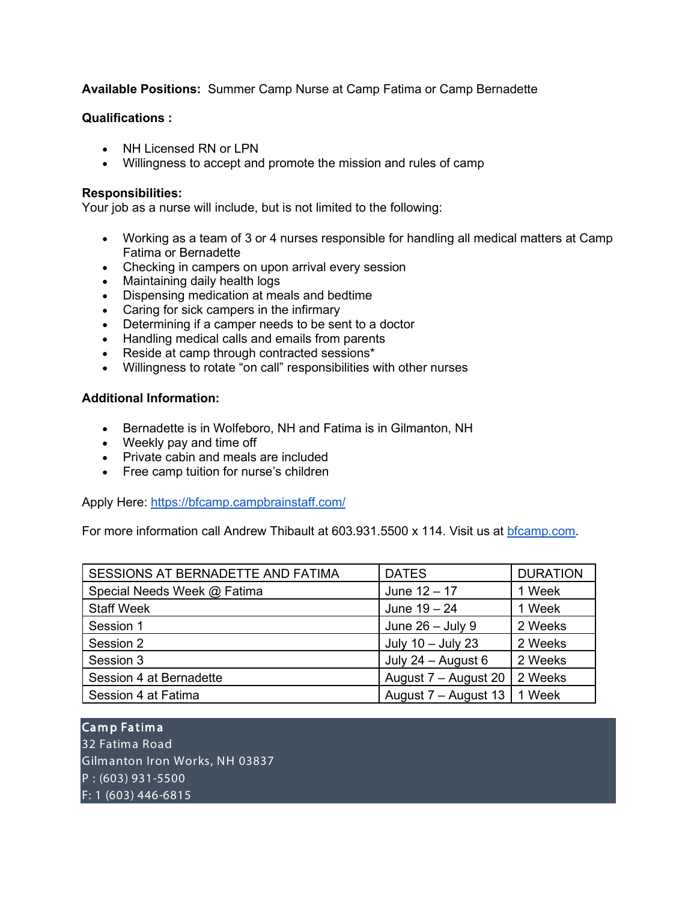**Available Positions:** Summer Camp Nurse at Camp Fatima or Camp Bernadette

**Qualifications :**

- NH Licensed RN or LPN
- Willingness to accept and promote the mission and rules of camp

**Responsibilities:**
Your job as a nurse will include, but is not limited to the following:

- Working as a team of 3 or 4 nurses responsible for handling all medical matters at Camp Fatima or Bernadette
- Checking in campers on upon arrival every session
- Maintaining daily health logs
- Dispensing medication at meals and bedtime
- Caring for sick campers in the infirmary
- Determining if a camper needs to be sent to a doctor
- Handling medical calls and emails from parents
- Reside at camp through contracted sessions*
- Willingness to rotate "on call" responsibilities with other nurses

**Additional Information:**

- Bernadette is in Wolfeboro, NH and Fatima is in Gilmanton, NH
- Weekly pay and time off
- Private cabin and meals are included
- Free camp tuition for nurse's children

Apply Here: https://bfcamp.campbrainstaff.com/

For more information call Andrew Thibault at 603.931.5500 x 114. Visit us at bfcamp.com.

| SESSIONS AT BERNADETTE AND FATIMA | DATES | DURATION |
|---|---|---|
| Special Needs Week @ Fatima | June 12 – 17 | 1 Week |
| Staff Week | June 19 – 24 | 1 Week |
| Session 1 | June 26 – July 9 | 2 Weeks |
| Session 2 | July 10 – July 23 | 2 Weeks |
| Session 3 | July 24 – August 6 | 2 Weeks |
| Session 4 at Bernadette | August 7 – August 20 | 2 Weeks |
| Session 4 at Fatima | August 7 – August 13 | 1 Week |

**Camp Fatima**
32 Fatima Road
Gilmanton Iron Works, NH 03837
P : (603) 931-5500
F: 1 (603) 446-6815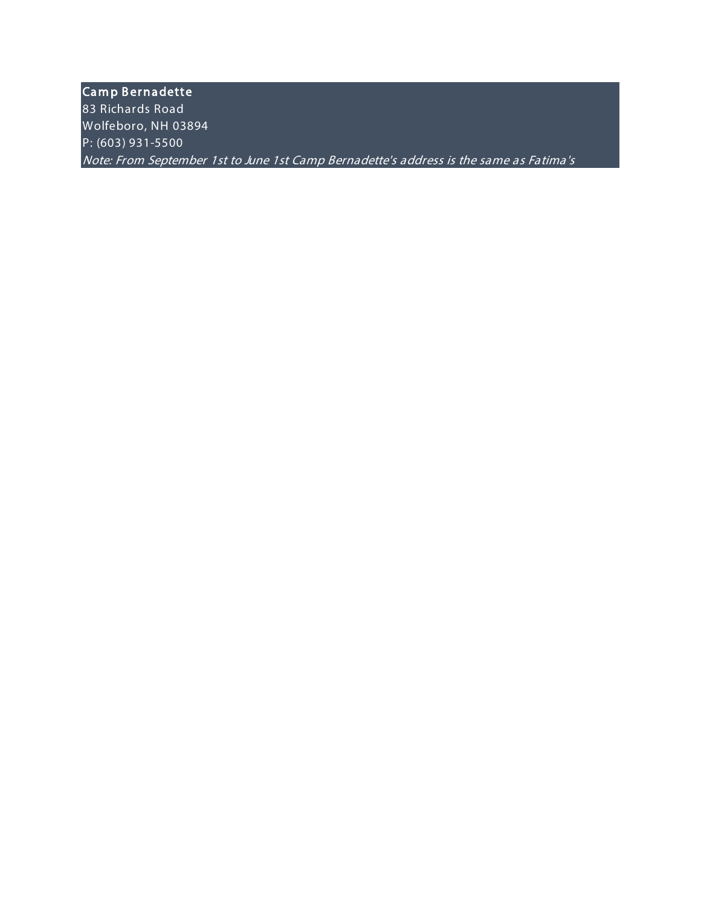**Camp Bernadette**
83 Richards Road
Wolfeboro, NH 03894
P: (603) 931-5500
*Note: From September 1st to June 1st Camp Bernadette's address is the same as Fatima's*